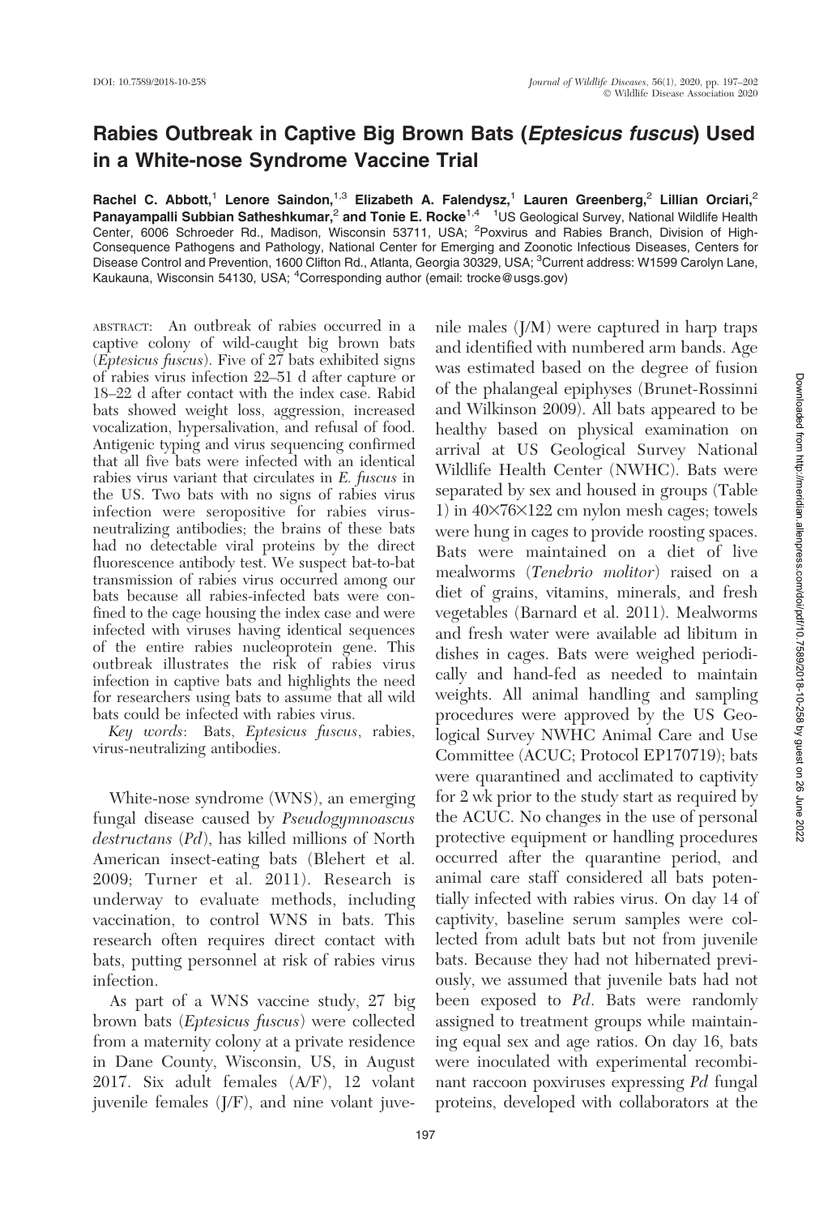DOI: 10.7589/2018-10-258

# Rabies Outbreak in Captive Big Brown Bats (*Eptesicus fuscus*) Used in a White-nose Syndrome Vaccine Trial

**Rachel C. Abbott,[1] Lenore Saindon,[1,3] Elizabeth A. Falendysz,[1] Lauren Greenberg,[2] Lillian Orciari,[2] Panayampalli Subbian Satheshkumar,[2] and Tonie E. Rocke[1,4]** [1]US Geological Survey, National Wildlife Health Center, 6006 Schroeder Rd., Madison, Wisconsin 53711, USA; [2]Poxvirus and Rabies Branch, Division of High-Consequence Pathogens and Pathology, National Center for Emerging and Zoonotic Infectious Diseases, Centers for Disease Control and Prevention, 1600 Clifton Rd., Atlanta, Georgia 30329, USA; [3]Current address: W1599 Carolyn Lane, Kaukauna, Wisconsin 54130, USA; [4]Corresponding author (email: trocke@usgs.gov)

ABSTRACT: An outbreak of rabies occurred in a captive colony of wild-caught big brown bats (*Eptesicus fuscus*). Five of 27 bats exhibited signs of rabies virus infection 22–51 d after capture or 18–22 d after contact with the index case. Rabid bats showed weight loss, aggression, increased vocalization, hypersalivation, and refusal of food. Antigenic typing and virus sequencing confirmed that all five bats were infected with an identical rabies virus variant that circulates in *E. fuscus* in the US. Two bats with no signs of rabies virus infection were seropositive for rabies virus-neutralizing antibodies; the brains of these bats had no detectable viral proteins by the direct fluorescence antibody test. We suspect bat-to-bat transmission of rabies virus occurred among our bats because all rabies-infected bats were confined to the cage housing the index case and were infected with viruses having identical sequences of the entire rabies nucleoprotein gene. This outbreak illustrates the risk of rabies virus infection in captive bats and highlights the need for researchers using bats to assume that all wild bats could be infected with rabies virus.

*Key words*: Bats, *Eptesicus fuscus*, rabies, virus-neutralizing antibodies.

White-nose syndrome (WNS), an emerging fungal disease caused by *Pseudogymnoascus destructans* (*Pd*), has killed millions of North American insect-eating bats (Blehert et al. 2009; Turner et al. 2011). Research is underway to evaluate methods, including vaccination, to control WNS in bats. This research often requires direct contact with bats, putting personnel at risk of rabies virus infection.

As part of a WNS vaccine study, 27 big brown bats (*Eptesicus fuscus*) were collected from a maternity colony at a private residence in Dane County, Wisconsin, US, in August 2017. Six adult females (A/F), 12 volant juvenile females (J/F), and nine volant juvenile males (J/M) were captured in harp traps and identified with numbered arm bands. Age was estimated based on the degree of fusion of the phalangeal epiphyses (Brunet-Rossinni and Wilkinson 2009). All bats appeared to be healthy based on physical examination on arrival at US Geological Survey National Wildlife Health Center (NWHC). Bats were separated by sex and housed in groups (Table 1) in 40×76×122 cm nylon mesh cages; towels were hung in cages to provide roosting spaces. Bats were maintained on a diet of live mealworms (*Tenebrio molitor*) raised on a diet of grains, vitamins, minerals, and fresh vegetables (Barnard et al. 2011). Mealworms and fresh water were available ad libitum in dishes in cages. Bats were weighed periodically and hand-fed as needed to maintain weights. All animal handling and sampling procedures were approved by the US Geological Survey NWHC Animal Care and Use Committee (ACUC; Protocol EP170719); bats were quarantined and acclimated to captivity for 2 wk prior to the study start as required by the ACUC. No changes in the use of personal protective equipment or handling procedures occurred after the quarantine period, and animal care staff considered all bats potentially infected with rabies virus. On day 14 of captivity, baseline serum samples were collected from adult bats but not from juvenile bats. Because they had not hibernated previously, we assumed that juvenile bats had not been exposed to *Pd*. Bats were randomly assigned to treatment groups while maintaining equal sex and age ratios. On day 16, bats were inoculated with experimental recombinant raccoon poxviruses expressing *Pd* fungal proteins, developed with collaborators at the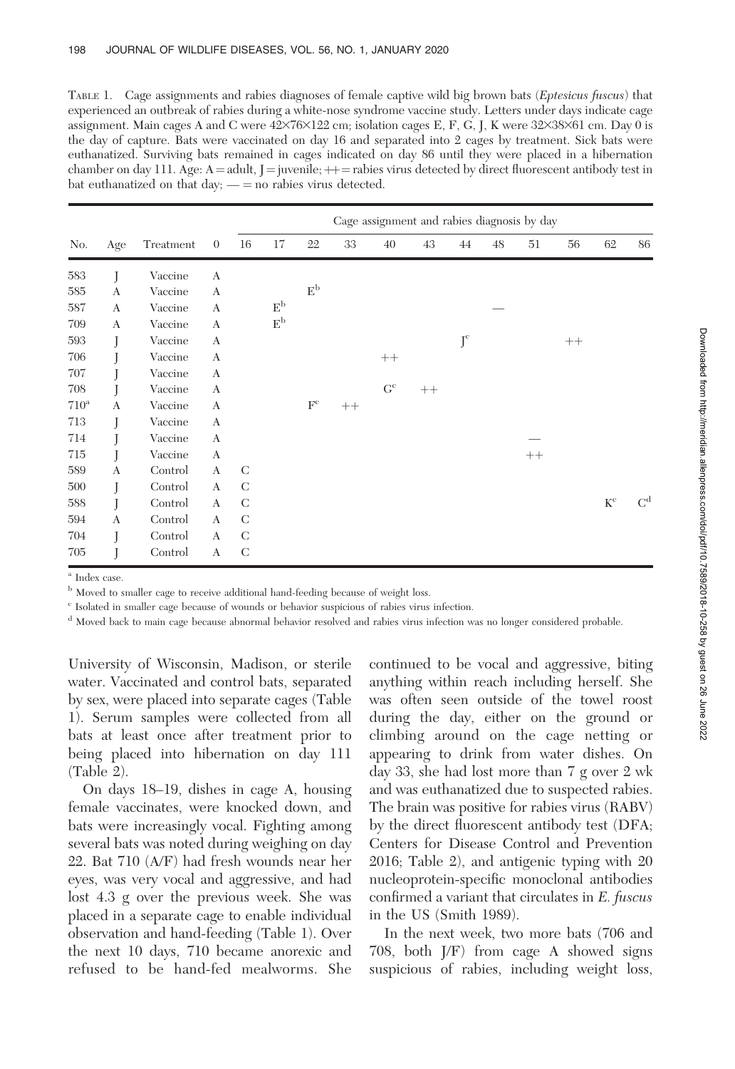TABLE 1. Cage assignments and rabies diagnoses of female captive wild big brown bats (*Eptesicus fuscus*) that experienced an outbreak of rabies during a white-nose syndrome vaccine study. Letters under days indicate cage assignment. Main cages A and C were 42×76×122 cm; isolation cages E, F, G, J, K were 32×38×61 cm. Day 0 is the day of capture. Bats were vaccinated on day 16 and separated into 2 cages by treatment. Sick bats were euthanatized. Surviving bats remained in cages indicated on day 86 until they were placed in a hibernation chamber on day 111. Age: A = adult, J = juvenile; ++ = rabies virus detected by direct fluorescent antibody test in bat euthanatized on that day; — = no rabies virus detected.

| | | | Cage assignment and rabies diagnosis by day | | | | | | | | | | | | | |
|---|---|---|---|---|---|---|---|---|---|---|---|---|---|---|---|
| No. | Age | Treatment | 0 | 16 | 17 | 22 | 33 | 40 | 43 | 44 | 48 | 51 | 56 | 62 | 86 |
| 583 | J | Vaccine | A | | | | | | | | | | | | |
| 585 | A | Vaccine | A | | | E[b] | | | | | | | | | |
| 587 | A | Vaccine | A | | E[b] | | | | | | — | | | | |
| 709 | A | Vaccine | A | | E[b] | | | | | | | | | | |
| 593 | J | Vaccine | A | | | | | | | J[c] | | | ++ | | |
| 706 | J | Vaccine | A | | | | | ++ | | | | | | | |
| 707 | J | Vaccine | A | | | | | | | | | | | | |
| 708 | J | Vaccine | A | | | | | G[c] | ++ | | | | | | |
| 710[a] | A | Vaccine | A | | | F[c] | ++ | | | | | | | | |
| 713 | J | Vaccine | A | | | | | | | | | | | | |
| 714 | J | Vaccine | A | | | | | | | | | — | | | |
| 715 | J | Vaccine | A | | | | | | | | | ++ | | | |
| 589 | A | Control | A | C | | | | | | | | | | | |
| 500 | J | Control | A | C | | | | | | | | | | | |
| 588 | J | Control | A | C | | | | | | | | | | K[c] | C[d] |
| 594 | A | Control | A | C | | | | | | | | | | | |
| 704 | J | Control | A | C | | | | | | | | | | | |
| 705 | J | Control | A | C | | | | | | | | | | | |

[a] Index case.
[b] Moved to smaller cage to receive additional hand-feeding because of weight loss.
[c] Isolated in smaller cage because of wounds or behavior suspicious of rabies virus infection.
[d] Moved back to main cage because abnormal behavior resolved and rabies virus infection was no longer considered probable.

University of Wisconsin, Madison, or sterile water. Vaccinated and control bats, separated by sex, were placed into separate cages (Table 1). Serum samples were collected from all bats at least once after treatment prior to being placed into hibernation on day 111 (Table 2).

On days 18–19, dishes in cage A, housing female vaccinates, were knocked down, and bats were increasingly vocal. Fighting among several bats was noted during weighing on day 22. Bat 710 (A/F) had fresh wounds near her eyes, was very vocal and aggressive, and had lost 4.3 g over the previous week. She was placed in a separate cage to enable individual observation and hand-feeding (Table 1). Over the next 10 days, 710 became anorexic and refused to be hand-fed mealworms. She continued to be vocal and aggressive, biting anything within reach including herself. She was often seen outside of the towel roost during the day, either on the ground or climbing around on the cage netting or appearing to drink from water dishes. On day 33, she had lost more than 7 g over 2 wk and was euthanatized due to suspected rabies. The brain was positive for rabies virus (RABV) by the direct fluorescent antibody test (DFA; Centers for Disease Control and Prevention 2016; Table 2), and antigenic typing with 20 nucleoprotein-specific monoclonal antibodies confirmed a variant that circulates in *E. fuscus* in the US (Smith 1989).

In the next week, two more bats (706 and 708, both J/F) from cage A showed signs suspicious of rabies, including weight loss,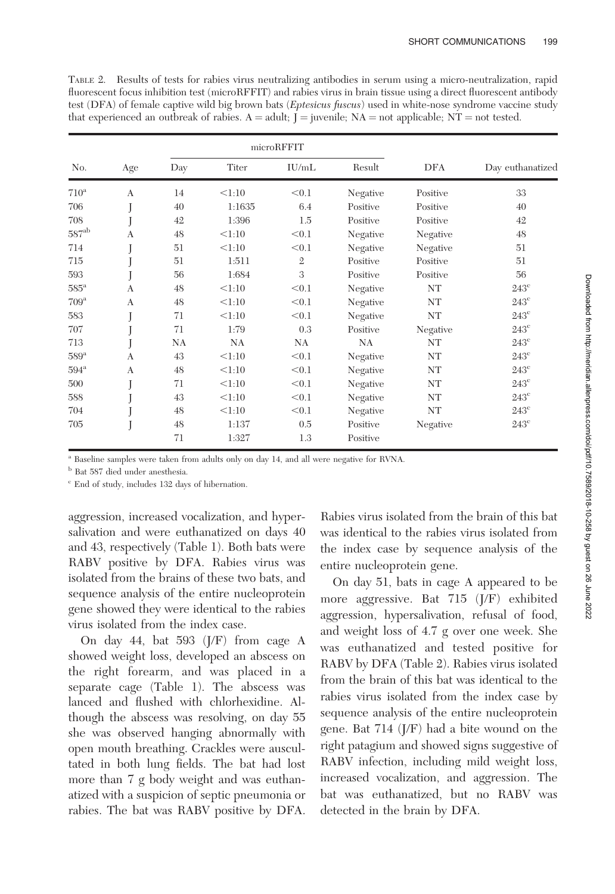TABLE 2. Results of tests for rabies virus neutralizing antibodies in serum using a micro-neutralization, rapid fluorescent focus inhibition test (microRFFIT) and rabies virus in brain tissue using a direct fluorescent antibody test (DFA) of female captive wild big brown bats (*Eptesicus fuscus*) used in white-nose syndrome vaccine study that experienced an outbreak of rabies. A = adult; J = juvenile; NA = not applicable; NT = not tested.

| No. | Age | microRFFIT | | | | DFA | Day euthanatized |
|---|---|---|---|---|---|---|---|
| | | Day | Titer | IU/mL | Result | | |
| 710[a] | A | 14 | <1:10 | <0.1 | Negative | Positive | 33 |
| 706 | J | 40 | 1:1635 | 6.4 | Positive | Positive | 40 |
| 708 | J | 42 | 1:396 | 1.5 | Positive | Positive | 42 |
| 587[ab] | A | 48 | <1:10 | <0.1 | Negative | Negative | 48 |
| 714 | J | 51 | <1:10 | <0.1 | Negative | Negative | 51 |
| 715 | J | 51 | 1:511 | 2 | Positive | Positive | 51 |
| 593 | J | 56 | 1:684 | 3 | Positive | Positive | 56 |
| 585[a] | A | 48 | <1:10 | <0.1 | Negative | NT | 243[c] |
| 709[a] | A | 48 | <1:10 | <0.1 | Negative | NT | 243[c] |
| 583 | J | 71 | <1:10 | <0.1 | Negative | NT | 243[c] |
| 707 | J | 71 | 1:79 | 0.3 | Positive | Negative | 243[c] |
| 713 | J | NA | NA | NA | NA | NT | 243[c] |
| 589[a] | A | 43 | <1:10 | <0.1 | Negative | NT | 243[c] |
| 594[a] | A | 48 | <1:10 | <0.1 | Negative | NT | 243[c] |
| 500 | J | 71 | <1:10 | <0.1 | Negative | NT | 243[c] |
| 588 | J | 43 | <1:10 | <0.1 | Negative | NT | 243[c] |
| 704 | J | 48 | <1:10 | <0.1 | Negative | NT | 243[c] |
| 705 | J | 48 | 1:137 | 0.5 | Positive | Negative | 243[c] |
| | | 71 | 1:327 | 1.3 | Positive | | |

[a] Baseline samples were taken from adults only on day 14, and all were negative for RVNA.

[b] Bat 587 died under anesthesia.

[c] End of study, includes 132 days of hibernation.

aggression, increased vocalization, and hypersalivation and were euthanatized on days 40 and 43, respectively (Table 1). Both bats were RABV positive by DFA. Rabies virus was isolated from the brains of these two bats, and sequence analysis of the entire nucleoprotein gene showed they were identical to the rabies virus isolated from the index case.

On day 44, bat 593 (J/F) from cage A showed weight loss, developed an abscess on the right forearm, and was placed in a separate cage (Table 1). The abscess was lanced and flushed with chlorhexidine. Although the abscess was resolving, on day 55 she was observed hanging abnormally with open mouth breathing. Crackles were auscultated in both lung fields. The bat had lost more than 7 g body weight and was euthanatized with a suspicion of septic pneumonia or rabies. The bat was RABV positive by DFA. Rabies virus isolated from the brain of this bat was identical to the rabies virus isolated from the index case by sequence analysis of the entire nucleoprotein gene.

On day 51, bats in cage A appeared to be more aggressive. Bat 715 (J/F) exhibited aggression, hypersalivation, refusal of food, and weight loss of 4.7 g over one week. She was euthanatized and tested positive for RABV by DFA (Table 2). Rabies virus isolated from the brain of this bat was identical to the rabies virus isolated from the index case by sequence analysis of the entire nucleoprotein gene. Bat 714 (J/F) had a bite wound on the right patagium and showed signs suggestive of RABV infection, including mild weight loss, increased vocalization, and aggression. The bat was euthanatized, but no RABV was detected in the brain by DFA.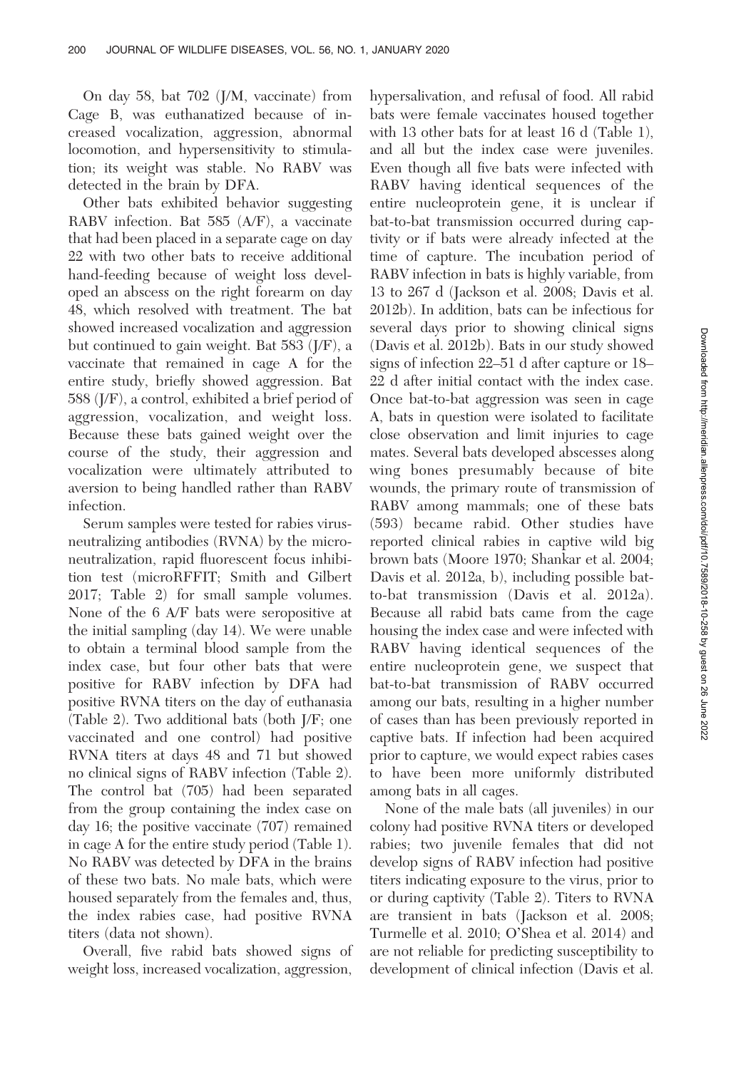On day 58, bat 702 (J/M, vaccinate) from Cage B, was euthanatized because of increased vocalization, aggression, abnormal locomotion, and hypersensitivity to stimulation; its weight was stable. No RABV was detected in the brain by DFA.

Other bats exhibited behavior suggesting RABV infection. Bat 585 (A/F), a vaccinate that had been placed in a separate cage on day 22 with two other bats to receive additional hand-feeding because of weight loss developed an abscess on the right forearm on day 48, which resolved with treatment. The bat showed increased vocalization and aggression but continued to gain weight. Bat 583 (J/F), a vaccinate that remained in cage A for the entire study, briefly showed aggression. Bat 588 (J/F), a control, exhibited a brief period of aggression, vocalization, and weight loss. Because these bats gained weight over the course of the study, their aggression and vocalization were ultimately attributed to aversion to being handled rather than RABV infection.

Serum samples were tested for rabies virus-neutralizing antibodies (RVNA) by the microneutralization, rapid fluorescent focus inhibition test (microRFFIT; Smith and Gilbert 2017; Table 2) for small sample volumes. None of the 6 A/F bats were seropositive at the initial sampling (day 14). We were unable to obtain a terminal blood sample from the index case, but four other bats that were positive for RABV infection by DFA had positive RVNA titers on the day of euthanasia (Table 2). Two additional bats (both J/F; one vaccinated and one control) had positive RVNA titers at days 48 and 71 but showed no clinical signs of RABV infection (Table 2). The control bat (705) had been separated from the group containing the index case on day 16; the positive vaccinate (707) remained in cage A for the entire study period (Table 1). No RABV was detected by DFA in the brains of these two bats. No male bats, which were housed separately from the females and, thus, the index rabies case, had positive RVNA titers (data not shown).

Overall, five rabid bats showed signs of weight loss, increased vocalization, aggression, hypersalivation, and refusal of food. All rabid bats were female vaccinates housed together with 13 other bats for at least 16 d (Table 1), and all but the index case were juveniles. Even though all five bats were infected with RABV having identical sequences of the entire nucleoprotein gene, it is unclear if bat-to-bat transmission occurred during captivity or if bats were already infected at the time of capture. The incubation period of RABV infection in bats is highly variable, from 13 to 267 d (Jackson et al. 2008; Davis et al. 2012b). In addition, bats can be infectious for several days prior to showing clinical signs (Davis et al. 2012b). Bats in our study showed signs of infection 22–51 d after capture or 18–22 d after initial contact with the index case. Once bat-to-bat aggression was seen in cage A, bats in question were isolated to facilitate close observation and limit injuries to cage mates. Several bats developed abscesses along wing bones presumably because of bite wounds, the primary route of transmission of RABV among mammals; one of these bats (593) became rabid. Other studies have reported clinical rabies in captive wild big brown bats (Moore 1970; Shankar et al. 2004; Davis et al. 2012a, b), including possible bat-to-bat transmission (Davis et al. 2012a). Because all rabid bats came from the cage housing the index case and were infected with RABV having identical sequences of the entire nucleoprotein gene, we suspect that bat-to-bat transmission of RABV occurred among our bats, resulting in a higher number of cases than has been previously reported in captive bats. If infection had been acquired prior to capture, we would expect rabies cases to have been more uniformly distributed among bats in all cages.

None of the male bats (all juveniles) in our colony had positive RVNA titers or developed rabies; two juvenile females that did not develop signs of RABV infection had positive titers indicating exposure to the virus, prior to or during captivity (Table 2). Titers to RVNA are transient in bats (Jackson et al. 2008; Turmelle et al. 2010; O'Shea et al. 2014) and are not reliable for predicting susceptibility to development of clinical infection (Davis et al.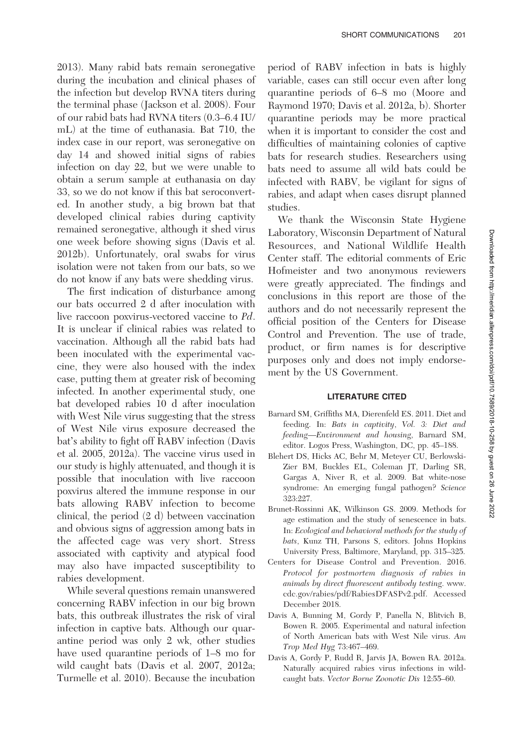2013). Many rabid bats remain seronegative during the incubation and clinical phases of the infection but develop RVNA titers during the terminal phase (Jackson et al. 2008). Four of our rabid bats had RVNA titers (0.3–6.4 IU/mL) at the time of euthanasia. Bat 710, the index case in our report, was seronegative on day 14 and showed initial signs of rabies infection on day 22, but we were unable to obtain a serum sample at euthanasia on day 33, so we do not know if this bat seroconverted. In another study, a big brown bat that developed clinical rabies during captivity remained seronegative, although it shed virus one week before showing signs (Davis et al. 2012b). Unfortunately, oral swabs for virus isolation were not taken from our bats, so we do not know if any bats were shedding virus.

The first indication of disturbance among our bats occurred 2 d after inoculation with live raccoon poxvirus-vectored vaccine to *Pd*. It is unclear if clinical rabies was related to vaccination. Although all the rabid bats had been inoculated with the experimental vaccine, they were also housed with the index case, putting them at greater risk of becoming infected. In another experimental study, one bat developed rabies 10 d after inoculation with West Nile virus suggesting that the stress of West Nile virus exposure decreased the bat's ability to fight off RABV infection (Davis et al. 2005, 2012a). The vaccine virus used in our study is highly attenuated, and though it is possible that inoculation with live raccoon poxvirus altered the immune response in our bats allowing RABV infection to become clinical, the period (2 d) between vaccination and obvious signs of aggression among bats in the affected cage was very short. Stress associated with captivity and atypical food may also have impacted susceptibility to rabies development.

While several questions remain unanswered concerning RABV infection in our big brown bats, this outbreak illustrates the risk of viral infection in captive bats. Although our quarantine period was only 2 wk, other studies have used quarantine periods of 1–8 mo for wild caught bats (Davis et al. 2007, 2012a; Turmelle et al. 2010). Because the incubation period of RABV infection in bats is highly variable, cases can still occur even after long quarantine periods of 6–8 mo (Moore and Raymond 1970; Davis et al. 2012a, b). Shorter quarantine periods may be more practical when it is important to consider the cost and difficulties of maintaining colonies of captive bats for research studies. Researchers using bats need to assume all wild bats could be infected with RABV, be vigilant for signs of rabies, and adapt when cases disrupt planned studies.

We thank the Wisconsin State Hygiene Laboratory, Wisconsin Department of Natural Resources, and National Wildlife Health Center staff. The editorial comments of Eric Hofmeister and two anonymous reviewers were greatly appreciated. The findings and conclusions in this report are those of the authors and do not necessarily represent the official position of the Centers for Disease Control and Prevention. The use of trade, product, or firm names is for descriptive purposes only and does not imply endorsement by the US Government.

## LITERATURE CITED

Barnard SM, Griffiths MA, Dierenfeld ES. 2011. Diet and feeding. In: *Bats in captivity, Vol. 3: Diet and feeding—Environment and housing*, Barnard SM, editor. Logos Press, Washington, DC, pp. 45–188.

Blehert DS, Hicks AC, Behr M, Meteyer CU, Berlowski-Zier BM, Buckles EL, Coleman JT, Darling SR, Gargas A, Niver R, et al. 2009. Bat white-nose syndrome: An emerging fungal pathogen? *Science* 323:227.

Brunet-Rossinni AK, Wilkinson GS. 2009. Methods for age estimation and the study of senescence in bats. In: *Ecological and behavioral methods for the study of bats*, Kunz TH, Parsons S, editors. Johns Hopkins University Press, Baltimore, Maryland, pp. 315–325.

Centers for Disease Control and Prevention. 2016. *Protocol for postmortem diagnosis of rabies in animals by direct fluorescent antibody testing*. www.cdc.gov/rabies/pdf/RabiesDFASPv2.pdf. Accessed December 2018.

Davis A, Bunning M, Gordy P, Panella N, Blitvich B, Bowen R. 2005. Experimental and natural infection of North American bats with West Nile virus. *Am Trop Med Hyg* 73:467–469.

Davis A, Gordy P, Rudd R, Jarvis JA, Bowen RA. 2012a. Naturally acquired rabies virus infections in wild-caught bats. *Vector Borne Zoonotic Dis* 12:55–60.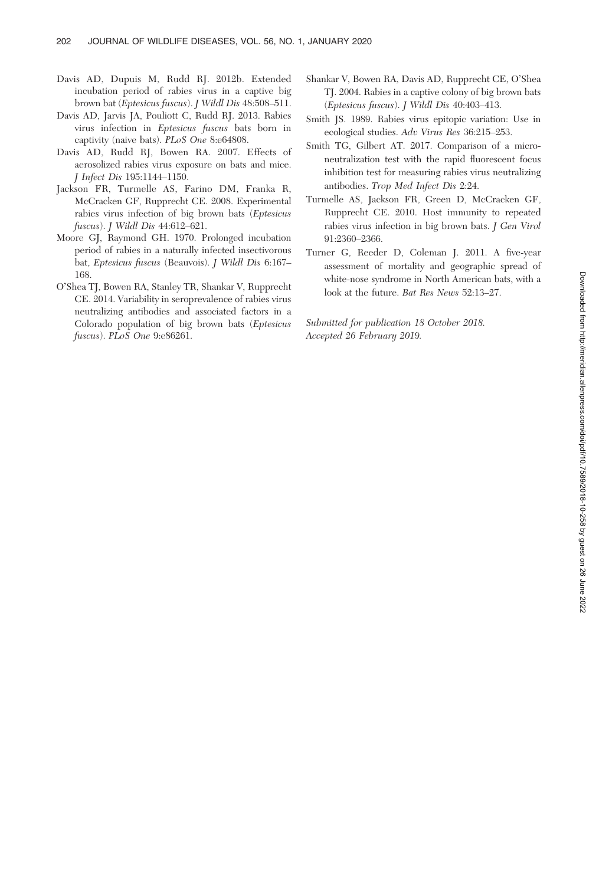Davis AD, Dupuis M, Rudd RJ. 2012b. Extended incubation period of rabies virus in a captive big brown bat (*Eptesicus fuscus*). *J Wildl Dis* 48:508–511.

Davis AD, Jarvis JA, Pouliott C, Rudd RJ. 2013. Rabies virus infection in *Eptesicus fuscus* bats born in captivity (naive bats). *PLoS One* 8:e64808.

Davis AD, Rudd RJ, Bowen RA. 2007. Effects of aerosolized rabies virus exposure on bats and mice. *J Infect Dis* 195:1144–1150.

Jackson FR, Turmelle AS, Farino DM, Franka R, McCracken GF, Rupprecht CE. 2008. Experimental rabies virus infection of big brown bats (*Eptesicus fuscus*). *J Wildl Dis* 44:612–621.

Moore GJ, Raymond GH. 1970. Prolonged incubation period of rabies in a naturally infected insectivorous bat, *Eptesicus fuscus* (Beauvois). *J Wildl Dis* 6:167–168.

O'Shea TJ, Bowen RA, Stanley TR, Shankar V, Rupprecht CE. 2014. Variability in seroprevalence of rabies virus neutralizing antibodies and associated factors in a Colorado population of big brown bats (*Eptesicus fuscus*). *PLoS One* 9:e86261.

Shankar V, Bowen RA, Davis AD, Rupprecht CE, O'Shea TJ. 2004. Rabies in a captive colony of big brown bats (*Eptesicus fuscus*). *J Wildl Dis* 40:403–413.

Smith JS. 1989. Rabies virus epitopic variation: Use in ecological studies. *Adv Virus Res* 36:215–253.

Smith TG, Gilbert AT. 2017. Comparison of a micro-neutralization test with the rapid fluorescent focus inhibition test for measuring rabies virus neutralizing antibodies. *Trop Med Infect Dis* 2:24.

Turmelle AS, Jackson FR, Green D, McCracken GF, Rupprecht CE. 2010. Host immunity to repeated rabies virus infection in big brown bats. *J Gen Virol* 91:2360–2366.

Turner G, Reeder D, Coleman J. 2011. A five-year assessment of mortality and geographic spread of white-nose syndrome in North American bats, with a look at the future. *Bat Res News* 52:13–27.

*Submitted for publication 18 October 2018.*
*Accepted 26 February 2019.*